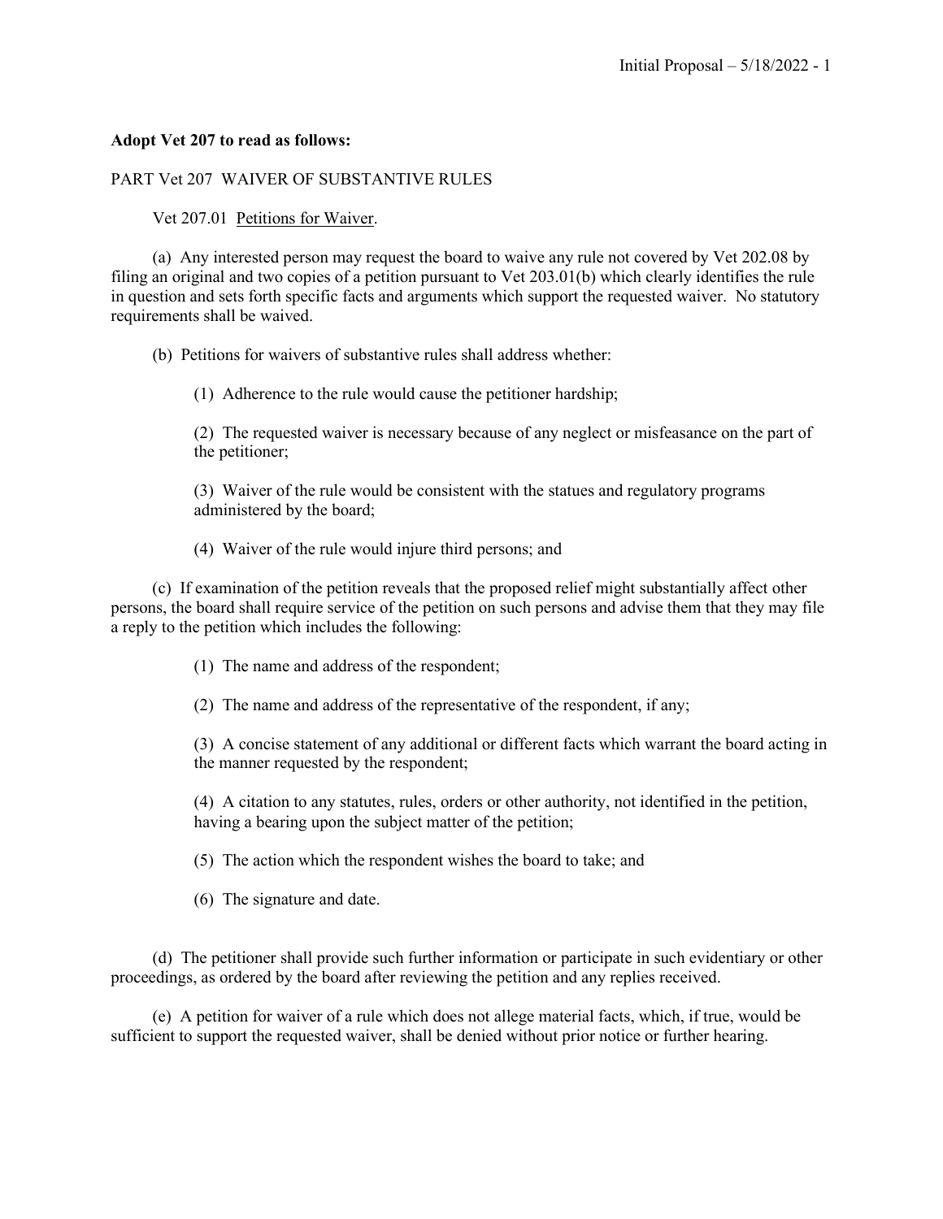**Adopt Vet 207 to read as follows:**

PART Vet 207 WAIVER OF SUBSTANTIVE RULES

Vet 207.01 Petitions for Waiver.

(a) Any interested person may request the board to waive any rule not covered by Vet 202.08 by filing an original and two copies of a petition pursuant to Vet 203.01(b) which clearly identifies the rule in question and sets forth specific facts and arguments which support the requested waiver. No statutory requirements shall be waived.

(b) Petitions for waivers of substantive rules shall address whether:

(1) Adherence to the rule would cause the petitioner hardship;

(2) The requested waiver is necessary because of any neglect or misfeasance on the part of the petitioner;

(3) Waiver of the rule would be consistent with the statues and regulatory programs administered by the board;

(4) Waiver of the rule would injure third persons; and

(c) If examination of the petition reveals that the proposed relief might substantially affect other persons, the board shall require service of the petition on such persons and advise them that they may file a reply to the petition which includes the following:

(1) The name and address of the respondent;

(2) The name and address of the representative of the respondent, if any;

(3) A concise statement of any additional or different facts which warrant the board acting in the manner requested by the respondent;

(4) A citation to any statutes, rules, orders or other authority, not identified in the petition, having a bearing upon the subject matter of the petition;

(5) The action which the respondent wishes the board to take; and

(6) The signature and date.

(d) The petitioner shall provide such further information or participate in such evidentiary or other proceedings, as ordered by the board after reviewing the petition and any replies received.

(e) A petition for waiver of a rule which does not allege material facts, which, if true, would be sufficient to support the requested waiver, shall be denied without prior notice or further hearing.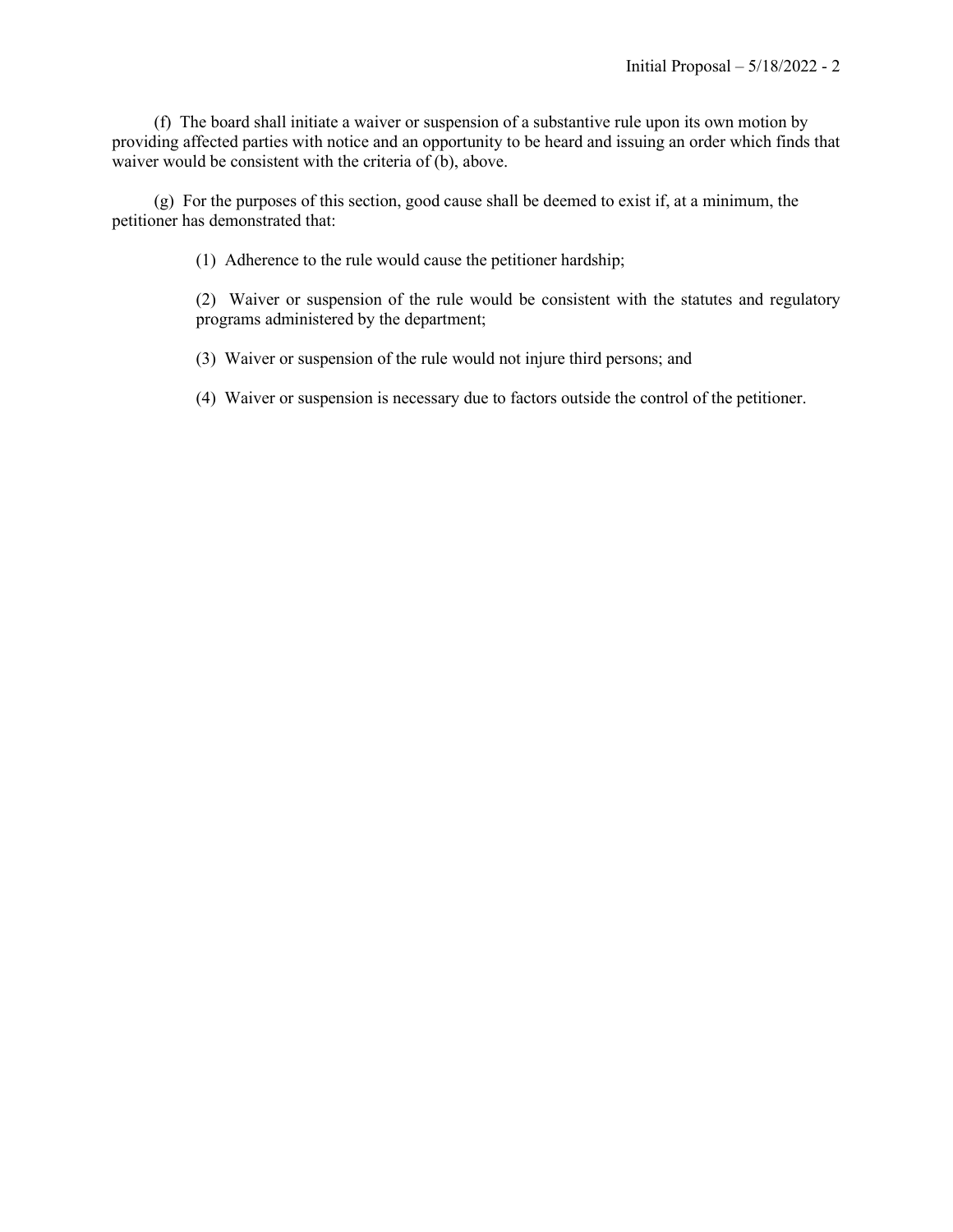(f) The board shall initiate a waiver or suspension of a substantive rule upon its own motion by providing affected parties with notice and an opportunity to be heard and issuing an order which finds that waiver would be consistent with the criteria of (b), above.

(g) For the purposes of this section, good cause shall be deemed to exist if, at a minimum, the petitioner has demonstrated that:

(1) Adherence to the rule would cause the petitioner hardship;

(2) Waiver or suspension of the rule would be consistent with the statutes and regulatory programs administered by the department;

(3) Waiver or suspension of the rule would not injure third persons; and

(4) Waiver or suspension is necessary due to factors outside the control of the petitioner.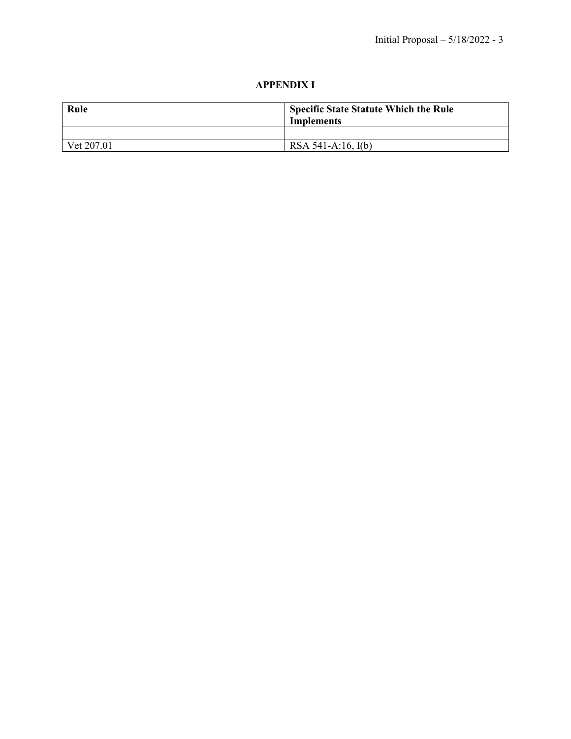# APPENDIX I

| Rule | Specific State Statute Which the Rule Implements |
|---|---|
| | |
| Vet 207.01 | RSA 541-A:16, I(b) |